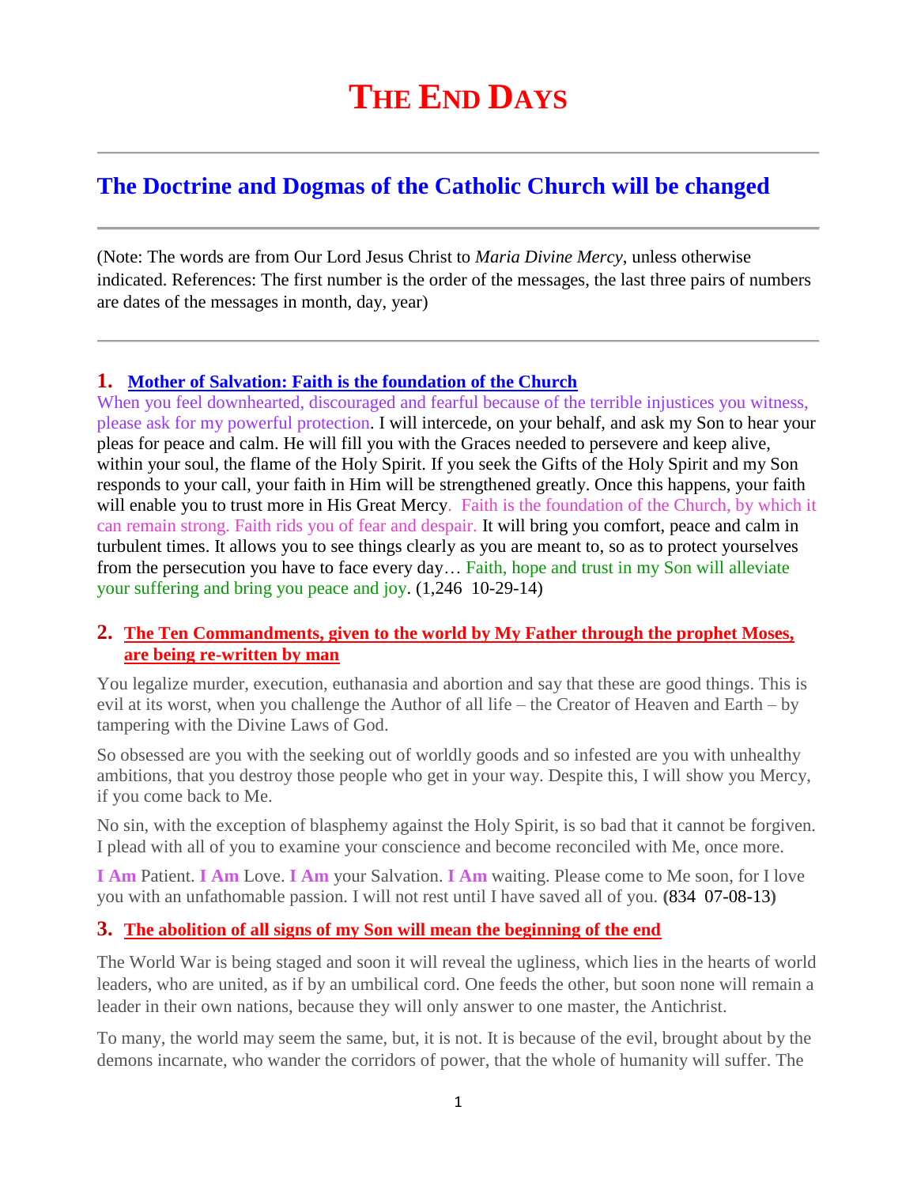# THE END DAYS

## The Doctrine and Dogmas of the Catholic Church will be changed

(Note: The words are from Our Lord Jesus Christ to *Maria Divine Mercy*, unless otherwise indicated. References: The first number is the order of the messages, the last three pairs of numbers are dates of the messages in month, day, year)

### 1. Mother of Salvation: Faith is the foundation of the Church

When you feel downhearted, discouraged and fearful because of the terrible injustices you witness, please ask for my powerful protection. I will intercede, on your behalf, and ask my Son to hear your pleas for peace and calm. He will fill you with the Graces needed to persevere and keep alive, within your soul, the flame of the Holy Spirit. If you seek the Gifts of the Holy Spirit and my Son responds to your call, your faith in Him will be strengthened greatly. Once this happens, your faith will enable you to trust more in His Great Mercy. Faith is the foundation of the Church, by which it can remain strong. Faith rids you of fear and despair. It will bring you comfort, peace and calm in turbulent times. It allows you to see things clearly as you are meant to, so as to protect yourselves from the persecution you have to face every day… Faith, hope and trust in my Son will alleviate your suffering and bring you peace and joy. (1,246 10-29-14)

### 2. The Ten Commandments, given to the world by My Father through the prophet Moses, are being re-written by man

You legalize murder, execution, euthanasia and abortion and say that these are good things. This is evil at its worst, when you challenge the Author of all life – the Creator of Heaven and Earth – by tampering with the Divine Laws of God.

So obsessed are you with the seeking out of worldly goods and so infested are you with unhealthy ambitions, that you destroy those people who get in your way. Despite this, I will show you Mercy, if you come back to Me.

No sin, with the exception of blasphemy against the Holy Spirit, is so bad that it cannot be forgiven. I plead with all of you to examine your conscience and become reconciled with Me, once more.

**I Am** Patient. **I Am** Love. **I Am** your Salvation. **I Am** waiting. Please come to Me soon, for I love you with an unfathomable passion. I will not rest until I have saved all of you. **(834 07-08-13)**

### 3. The abolition of all signs of my Son will mean the beginning of the end

The World War is being staged and soon it will reveal the ugliness, which lies in the hearts of world leaders, who are united, as if by an umbilical cord. One feeds the other, but soon none will remain a leader in their own nations, because they will only answer to one master, the Antichrist.

To many, the world may seem the same, but, it is not. It is because of the evil, brought about by the demons incarnate, who wander the corridors of power, that the whole of humanity will suffer. The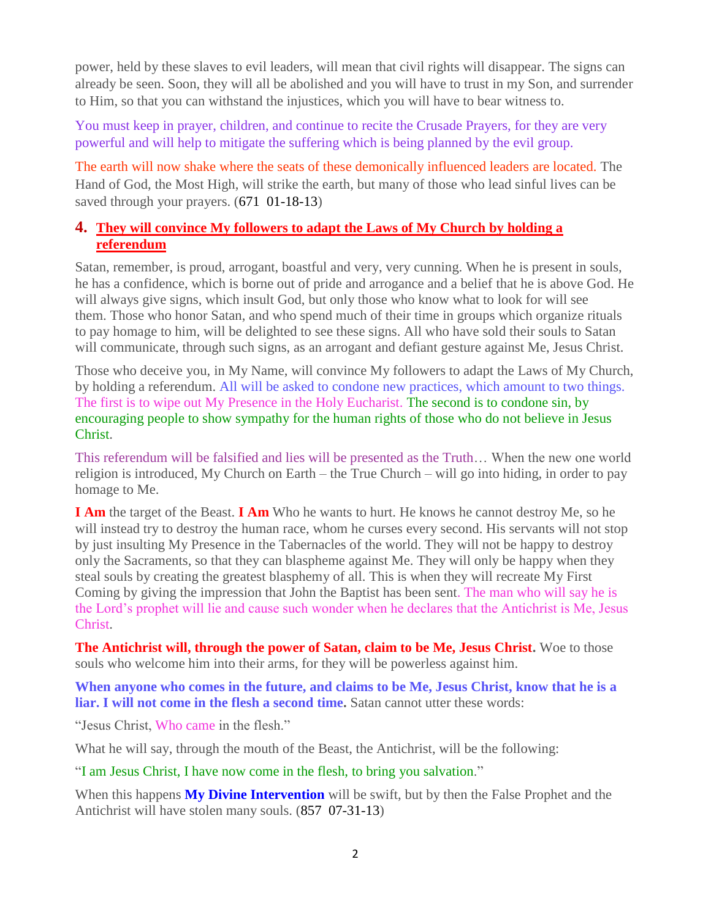power, held by these slaves to evil leaders, will mean that civil rights will disappear. The signs can already be seen. Soon, they will all be abolished and you will have to trust in my Son, and surrender to Him, so that you can withstand the injustices, which you will have to bear witness to.

You must keep in prayer, children, and continue to recite the Crusade Prayers, for they are very powerful and will help to mitigate the suffering which is being planned by the evil group.

The earth will now shake where the seats of these demonically influenced leaders are located. The Hand of God, the Most High, will strike the earth, but many of those who lead sinful lives can be saved through your prayers. (671 01-18-13)

## 4. They will convince My followers to adapt the Laws of My Church by holding a referendum

Satan, remember, is proud, arrogant, boastful and very, very cunning. When he is present in souls, he has a confidence, which is borne out of pride and arrogance and a belief that he is above God. He will always give signs, which insult God, but only those who know what to look for will see them. Those who honor Satan, and who spend much of their time in groups which organize rituals to pay homage to him, will be delighted to see these signs. All who have sold their souls to Satan will communicate, through such signs, as an arrogant and defiant gesture against Me, Jesus Christ.

Those who deceive you, in My Name, will convince My followers to adapt the Laws of My Church, by holding a referendum. All will be asked to condone new practices, which amount to two things. The first is to wipe out My Presence in the Holy Eucharist. The second is to condone sin, by encouraging people to show sympathy for the human rights of those who do not believe in Jesus Christ.

This referendum will be falsified and lies will be presented as the Truth… When the new one world religion is introduced, My Church on Earth – the True Church – will go into hiding, in order to pay homage to Me.

**I Am** the target of the Beast. **I Am** Who he wants to hurt. He knows he cannot destroy Me, so he will instead try to destroy the human race, whom he curses every second. His servants will not stop by just insulting My Presence in the Tabernacles of the world. They will not be happy to destroy only the Sacraments, so that they can blaspheme against Me. They will only be happy when they steal souls by creating the greatest blasphemy of all. This is when they will recreate My First Coming by giving the impression that John the Baptist has been sent. The man who will say he is the Lord's prophet will lie and cause such wonder when he declares that the Antichrist is Me, Jesus Christ.

**The Antichrist will, through the power of Satan, claim to be Me, Jesus Christ.** Woe to those souls who welcome him into their arms, for they will be powerless against him.

**When anyone who comes in the future, and claims to be Me, Jesus Christ, know that he is a liar. I will not come in the flesh a second time.** Satan cannot utter these words:

"Jesus Christ, Who came in the flesh."

What he will say, through the mouth of the Beast, the Antichrist, will be the following:

"I am Jesus Christ, I have now come in the flesh, to bring you salvation."

When this happens **My Divine Intervention** will be swift, but by then the False Prophet and the Antichrist will have stolen many souls. (857 07-31-13)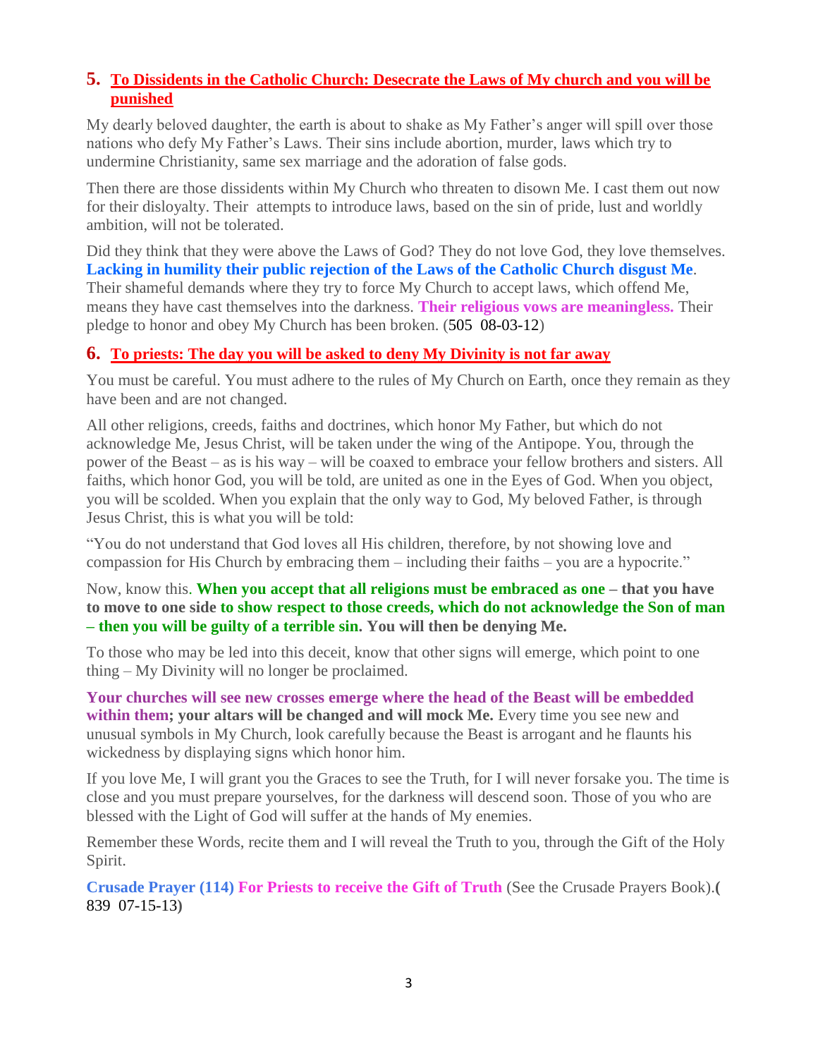## 5. To Dissidents in the Catholic Church: Desecrate the Laws of My church and you will be punished

My dearly beloved daughter, the earth is about to shake as My Father's anger will spill over those nations who defy My Father's Laws. Their sins include abortion, murder, laws which try to undermine Christianity, same sex marriage and the adoration of false gods.

Then there are those dissidents within My Church who threaten to disown Me. I cast them out now for their disloyalty. Their attempts to introduce laws, based on the sin of pride, lust and worldly ambition, will not be tolerated.

Did they think that they were above the Laws of God? They do not love God, they love themselves. **Lacking in humility their public rejection of the Laws of the Catholic Church disgust Me**. Their shameful demands where they try to force My Church to accept laws, which offend Me, means they have cast themselves into the darkness. **Their religious vows are meaningless.** Their pledge to honor and obey My Church has been broken. (505 08-03-12)

## 6. To priests: The day you will be asked to deny My Divinity is not far away

You must be careful. You must adhere to the rules of My Church on Earth, once they remain as they have been and are not changed.

All other religions, creeds, faiths and doctrines, which honor My Father, but which do not acknowledge Me, Jesus Christ, will be taken under the wing of the Antipope. You, through the power of the Beast – as is his way – will be coaxed to embrace your fellow brothers and sisters. All faiths, which honor God, you will be told, are united as one in the Eyes of God. When you object, you will be scolded. When you explain that the only way to God, My beloved Father, is through Jesus Christ, this is what you will be told:

"You do not understand that God loves all His children, therefore, by not showing love and compassion for His Church by embracing them – including their faiths – you are a hypocrite."

Now, know this. **When you accept that all religions must be embraced as one – that you have to move to one side to show respect to those creeds, which do not acknowledge the Son of man – then you will be guilty of a terrible sin. You will then be denying Me.**

To those who may be led into this deceit, know that other signs will emerge, which point to one thing – My Divinity will no longer be proclaimed.

**Your churches will see new crosses emerge where the head of the Beast will be embedded within them; your altars will be changed and will mock Me.** Every time you see new and unusual symbols in My Church, look carefully because the Beast is arrogant and he flaunts his wickedness by displaying signs which honor him.

If you love Me, I will grant you the Graces to see the Truth, for I will never forsake you. The time is close and you must prepare yourselves, for the darkness will descend soon. Those of you who are blessed with the Light of God will suffer at the hands of My enemies.

Remember these Words, recite them and I will reveal the Truth to you, through the Gift of the Holy Spirit.

**Crusade Prayer (114) For Priests to receive the Gift of Truth** (See the Crusade Prayers Book).**(** 839 07-15-13**)**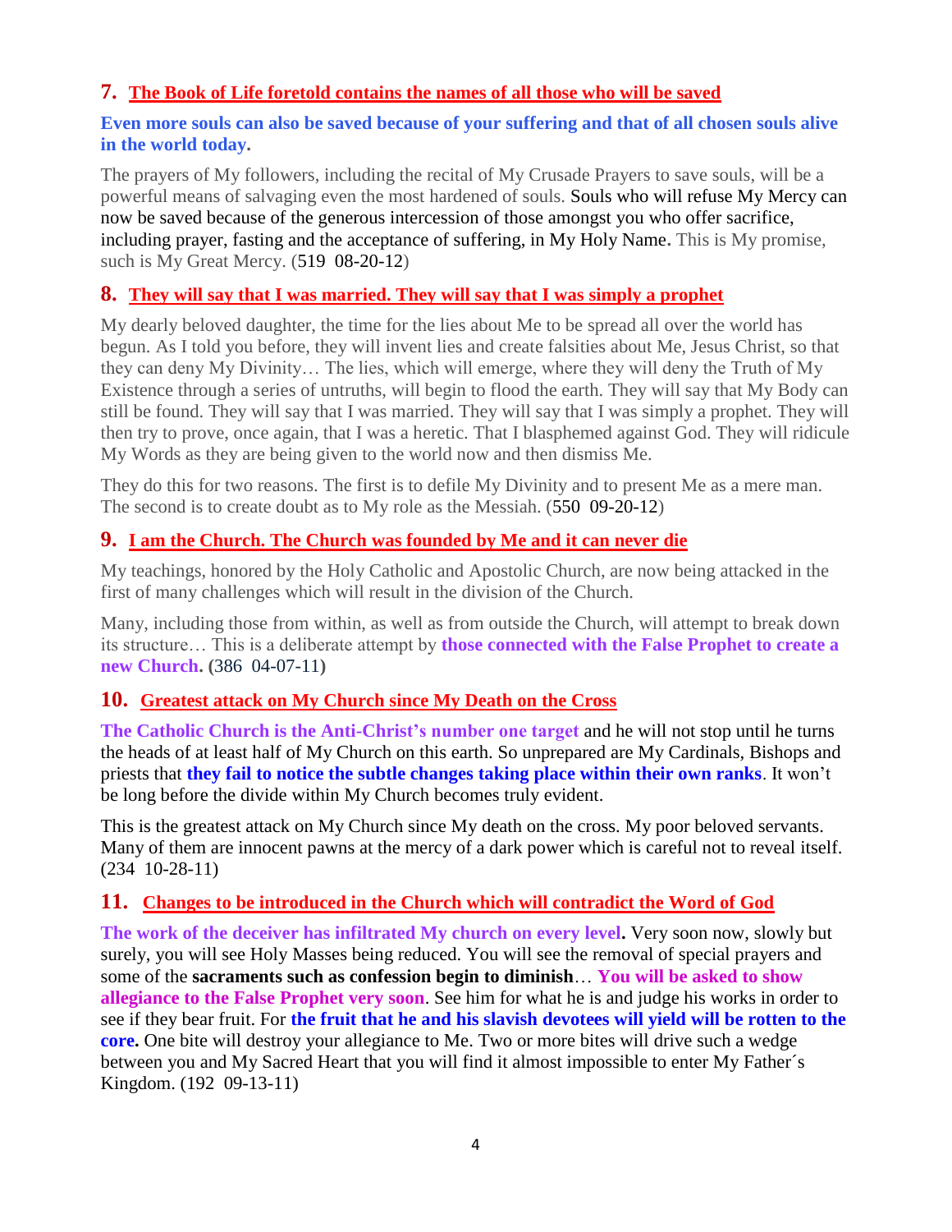## 7. The Book of Life foretold contains the names of all those who will be saved

**Even more souls can also be saved because of your suffering and that of all chosen souls alive in the world today.**

The prayers of My followers, including the recital of My Crusade Prayers to save souls, will be a powerful means of salvaging even the most hardened of souls. Souls who will refuse My Mercy can now be saved because of the generous intercession of those amongst you who offer sacrifice, including prayer, fasting and the acceptance of suffering, in My Holy Name. This is My promise, such is My Great Mercy. (519 08-20-12)

## 8. They will say that I was married. They will say that I was simply a prophet

My dearly beloved daughter, the time for the lies about Me to be spread all over the world has begun. As I told you before, they will invent lies and create falsities about Me, Jesus Christ, so that they can deny My Divinity… The lies, which will emerge, where they will deny the Truth of My Existence through a series of untruths, will begin to flood the earth. They will say that My Body can still be found. They will say that I was married. They will say that I was simply a prophet. They will then try to prove, once again, that I was a heretic. That I blasphemed against God. They will ridicule My Words as they are being given to the world now and then dismiss Me.

They do this for two reasons. The first is to defile My Divinity and to present Me as a mere man. The second is to create doubt as to My role as the Messiah. (550 09-20-12)

## 9. I am the Church. The Church was founded by Me and it can never die

My teachings, honored by the Holy Catholic and Apostolic Church, are now being attacked in the first of many challenges which will result in the division of the Church.

Many, including those from within, as well as from outside the Church, will attempt to break down its structure… This is a deliberate attempt by **those connected with the False Prophet to create a new Church. (**386 04-07-11**)**

## 10. Greatest attack on My Church since My Death on the Cross

**The Catholic Church is the Anti-Christ's number one target** and he will not stop until he turns the heads of at least half of My Church on this earth. So unprepared are My Cardinals, Bishops and priests that **they fail to notice the subtle changes taking place within their own ranks**. It won't be long before the divide within My Church becomes truly evident.

This is the greatest attack on My Church since My death on the cross. My poor beloved servants. Many of them are innocent pawns at the mercy of a dark power which is careful not to reveal itself. (234 10-28-11)

## 11. Changes to be introduced in the Church which will contradict the Word of God

**The work of the deceiver has infiltrated My church on every level.** Very soon now, slowly but surely, you will see Holy Masses being reduced. You will see the removal of special prayers and some of the **sacraments such as confession begin to diminish**… **You will be asked to show allegiance to the False Prophet very soon**. See him for what he is and judge his works in order to see if they bear fruit. For **the fruit that he and his slavish devotees will yield will be rotten to the core.** One bite will destroy your allegiance to Me. Two or more bites will drive such a wedge between you and My Sacred Heart that you will find it almost impossible to enter My Father´s Kingdom. (192 09-13-11)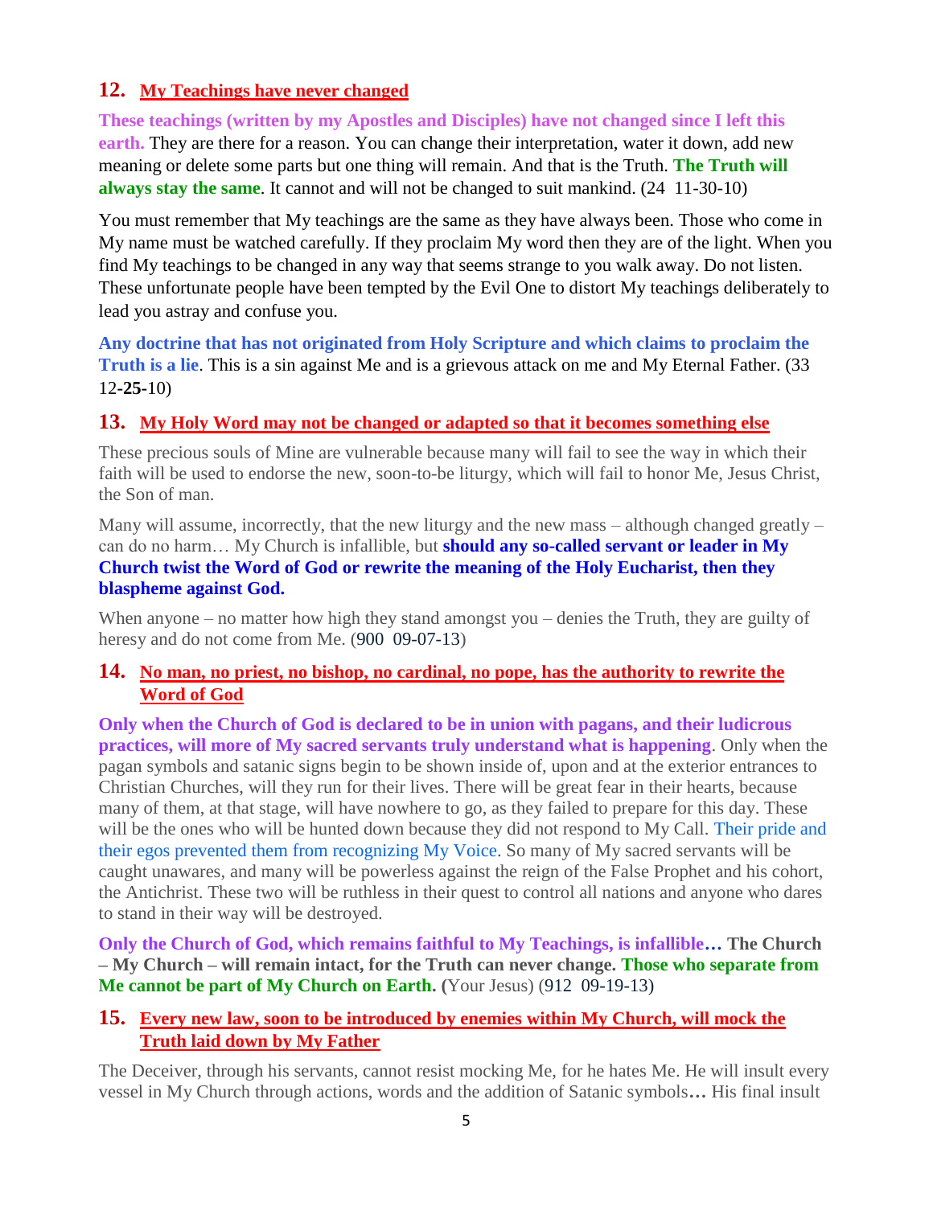## 12. My Teachings have never changed

**These teachings (written by my Apostles and Disciples) have not changed since I left this earth.** They are there for a reason. You can change their interpretation, water it down, add new meaning or delete some parts but one thing will remain. And that is the Truth. **The Truth will always stay the same**. It cannot and will not be changed to suit mankind. (24 11-30-10)

You must remember that My teachings are the same as they have always been. Those who come in My name must be watched carefully. If they proclaim My word then they are of the light. When you find My teachings to be changed in any way that seems strange to you walk away. Do not listen. These unfortunate people have been tempted by the Evil One to distort My teachings deliberately to lead you astray and confuse you.

**Any doctrine that has not originated from Holy Scripture and which claims to proclaim the Truth is a lie**. This is a sin against Me and is a grievous attack on me and My Eternal Father. (33 12-**25**-10)

## 13. My Holy Word may not be changed or adapted so that it becomes something else

These precious souls of Mine are vulnerable because many will fail to see the way in which their faith will be used to endorse the new, soon-to-be liturgy, which will fail to honor Me, Jesus Christ, the Son of man.

Many will assume, incorrectly, that the new liturgy and the new mass – although changed greatly – can do no harm… My Church is infallible, but **should any so-called servant or leader in My Church twist the Word of God or rewrite the meaning of the Holy Eucharist, then they blaspheme against God.**

When anyone – no matter how high they stand amongst you – denies the Truth, they are guilty of heresy and do not come from Me. (900 09-07-13)

## 14. No man, no priest, no bishop, no cardinal, no pope, has the authority to rewrite the Word of God

**Only when the Church of God is declared to be in union with pagans, and their ludicrous practices, will more of My sacred servants truly understand what is happening**. Only when the pagan symbols and satanic signs begin to be shown inside of, upon and at the exterior entrances to Christian Churches, will they run for their lives. There will be great fear in their hearts, because many of them, at that stage, will have nowhere to go, as they failed to prepare for this day. These will be the ones who will be hunted down because they did not respond to My Call. Their pride and their egos prevented them from recognizing My Voice. So many of My sacred servants will be caught unawares, and many will be powerless against the reign of the False Prophet and his cohort, the Antichrist. These two will be ruthless in their quest to control all nations and anyone who dares to stand in their way will be destroyed.

**Only the Church of God, which remains faithful to My Teachings, is infallible… The Church – My Church – will remain intact, for the Truth can never change. Those who separate from Me cannot be part of My Church on Earth. (**Your Jesus) (912 09-19-13)

## 15. Every new law, soon to be introduced by enemies within My Church, will mock the Truth laid down by My Father

The Deceiver, through his servants, cannot resist mocking Me, for he hates Me. He will insult every vessel in My Church through actions, words and the addition of Satanic symbols**…** His final insult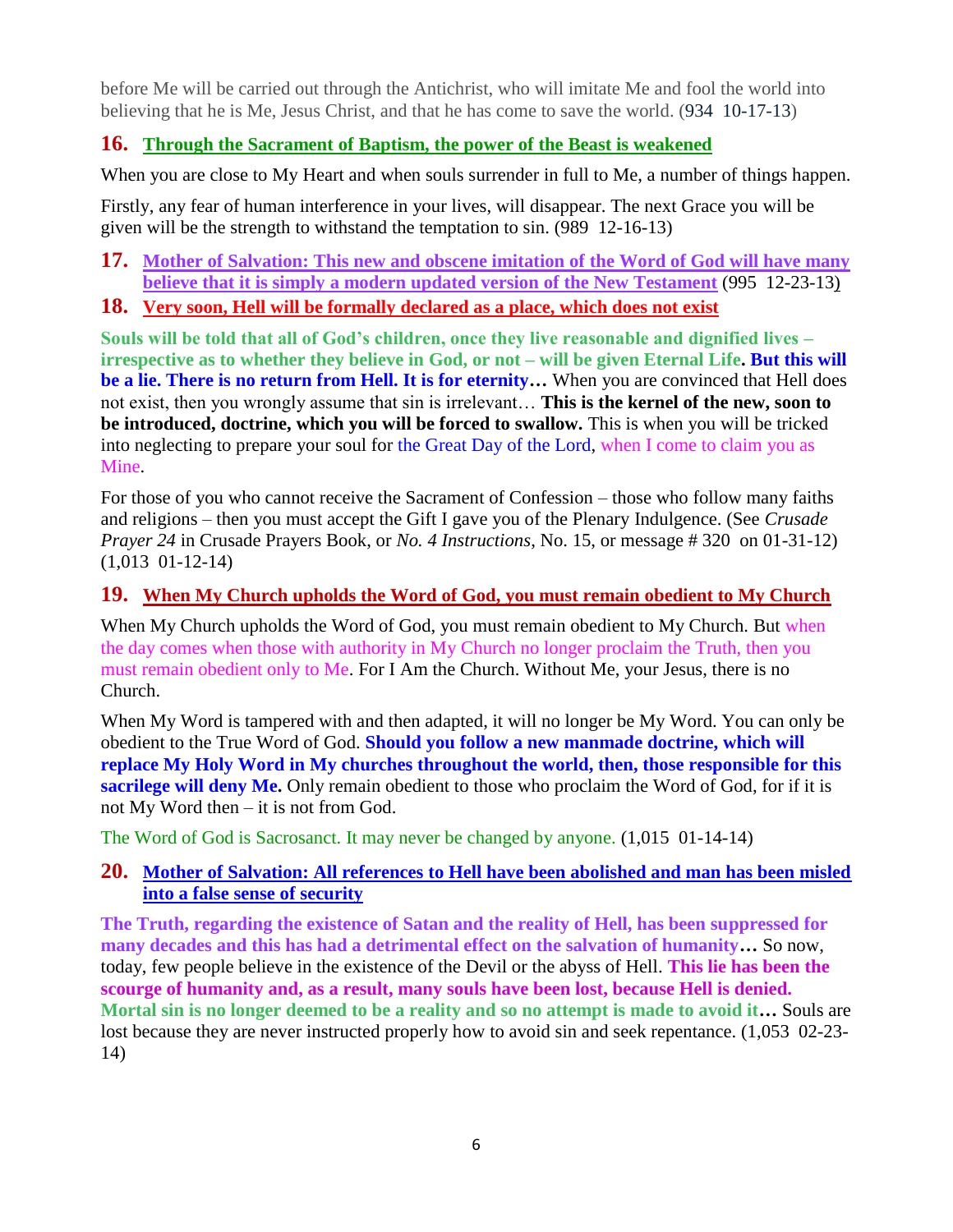before Me will be carried out through the Antichrist, who will imitate Me and fool the world into believing that he is Me, Jesus Christ, and that he has come to save the world. (934 10-17-13)

## 16. Through the Sacrament of Baptism, the power of the Beast is weakened

When you are close to My Heart and when souls surrender in full to Me, a number of things happen.

Firstly, any fear of human interference in your lives, will disappear. The next Grace you will be given will be the strength to withstand the temptation to sin. (989 12-16-13)

## 17. Mother of Salvation: This new and obscene imitation of the Word of God will have many believe that it is simply a modern updated version of the New Testament (995 12-23-13)

## 18. Very soon, Hell will be formally declared as a place, which does not exist

**Souls will be told that all of God's children, once they live reasonable and dignified lives – irrespective as to whether they believe in God, or not – will be given Eternal Life. But this will be a lie. There is no return from Hell. It is for eternity…** When you are convinced that Hell does not exist, then you wrongly assume that sin is irrelevant… **This is the kernel of the new, soon to be introduced, doctrine, which you will be forced to swallow.** This is when you will be tricked into neglecting to prepare your soul for the Great Day of the Lord, when I come to claim you as Mine.

For those of you who cannot receive the Sacrament of Confession – those who follow many faiths and religions – then you must accept the Gift I gave you of the Plenary Indulgence. (See *Crusade Prayer 24* in Crusade Prayers Book, or *No. 4 Instructions*, No. 15, or message # 320 on 01-31-12) (1,013 01-12-14)

## 19. When My Church upholds the Word of God, you must remain obedient to My Church

When My Church upholds the Word of God, you must remain obedient to My Church. But when the day comes when those with authority in My Church no longer proclaim the Truth, then you must remain obedient only to Me. For I Am the Church. Without Me, your Jesus, there is no Church.

When My Word is tampered with and then adapted, it will no longer be My Word. You can only be obedient to the True Word of God. **Should you follow a new manmade doctrine, which will replace My Holy Word in My churches throughout the world, then, those responsible for this sacrilege will deny Me.** Only remain obedient to those who proclaim the Word of God, for if it is not My Word then – it is not from God.

The Word of God is Sacrosanct. It may never be changed by anyone. (1,015 01-14-14)

## 20. Mother of Salvation: All references to Hell have been abolished and man has been misled into a false sense of security

**The Truth, regarding the existence of Satan and the reality of Hell, has been suppressed for many decades and this has had a detrimental effect on the salvation of humanity…** So now, today, few people believe in the existence of the Devil or the abyss of Hell. **This lie has been the scourge of humanity and, as a result, many souls have been lost, because Hell is denied. Mortal sin is no longer deemed to be a reality and so no attempt is made to avoid it…** Souls are lost because they are never instructed properly how to avoid sin and seek repentance. (1,053 02-23-14)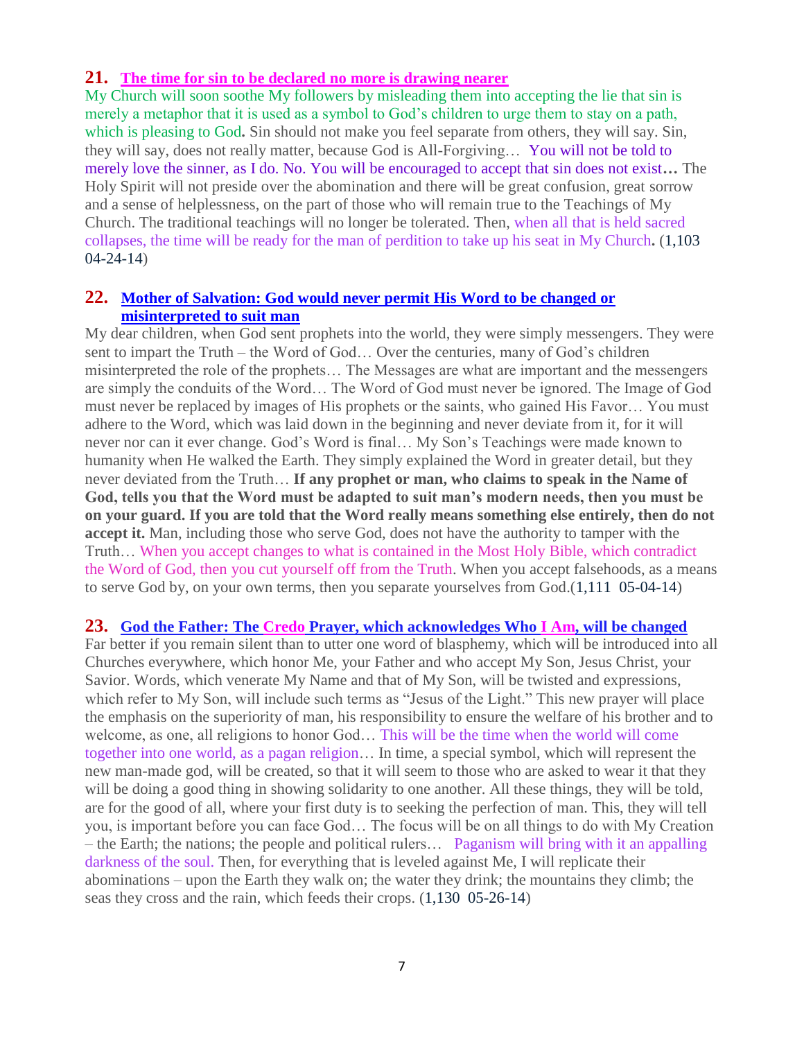## 21. The time for sin to be declared no more is drawing nearer

My Church will soon soothe My followers by misleading them into accepting the lie that sin is merely a metaphor that it is used as a symbol to God's children to urge them to stay on a path, which is pleasing to God**.** Sin should not make you feel separate from others, they will say. Sin, they will say, does not really matter, because God is All-Forgiving… You will not be told to merely love the sinner, as I do. No. You will be encouraged to accept that sin does not exist**…** The Holy Spirit will not preside over the abomination and there will be great confusion, great sorrow and a sense of helplessness, on the part of those who will remain true to the Teachings of My Church. The traditional teachings will no longer be tolerated. Then, when all that is held sacred collapses, the time will be ready for the man of perdition to take up his seat in My Church**.** (1,103 04-24-14)

## 22. Mother of Salvation: God would never permit His Word to be changed or misinterpreted to suit man

My dear children, when God sent prophets into the world, they were simply messengers. They were sent to impart the Truth – the Word of God… Over the centuries, many of God's children misinterpreted the role of the prophets… The Messages are what are important and the messengers are simply the conduits of the Word… The Word of God must never be ignored. The Image of God must never be replaced by images of His prophets or the saints, who gained His Favor… You must adhere to the Word, which was laid down in the beginning and never deviate from it, for it will never nor can it ever change. God's Word is final… My Son's Teachings were made known to humanity when He walked the Earth. They simply explained the Word in greater detail, but they never deviated from the Truth… **If any prophet or man, who claims to speak in the Name of God, tells you that the Word must be adapted to suit man's modern needs, then you must be on your guard. If you are told that the Word really means something else entirely, then do not accept it.** Man, including those who serve God, does not have the authority to tamper with the Truth… When you accept changes to what is contained in the Most Holy Bible, which contradict the Word of God, then you cut yourself off from the Truth. When you accept falsehoods, as a means to serve God by, on your own terms, then you separate yourselves from God.(1,111 05-04-14)

## 23. God the Father: The Credo Prayer, which acknowledges Who I Am, will be changed

Far better if you remain silent than to utter one word of blasphemy, which will be introduced into all Churches everywhere, which honor Me, your Father and who accept My Son, Jesus Christ, your Savior. Words, which venerate My Name and that of My Son, will be twisted and expressions, which refer to My Son, will include such terms as "Jesus of the Light." This new prayer will place the emphasis on the superiority of man, his responsibility to ensure the welfare of his brother and to welcome, as one, all religions to honor God… This will be the time when the world will come together into one world, as a pagan religion… In time, a special symbol, which will represent the new man-made god, will be created, so that it will seem to those who are asked to wear it that they will be doing a good thing in showing solidarity to one another. All these things, they will be told, are for the good of all, where your first duty is to seeking the perfection of man. This, they will tell you, is important before you can face God… The focus will be on all things to do with My Creation – the Earth; the nations; the people and political rulers… Paganism will bring with it an appalling darkness of the soul. Then, for everything that is leveled against Me, I will replicate their abominations – upon the Earth they walk on; the water they drink; the mountains they climb; the seas they cross and the rain, which feeds their crops. (1,130 05-26-14)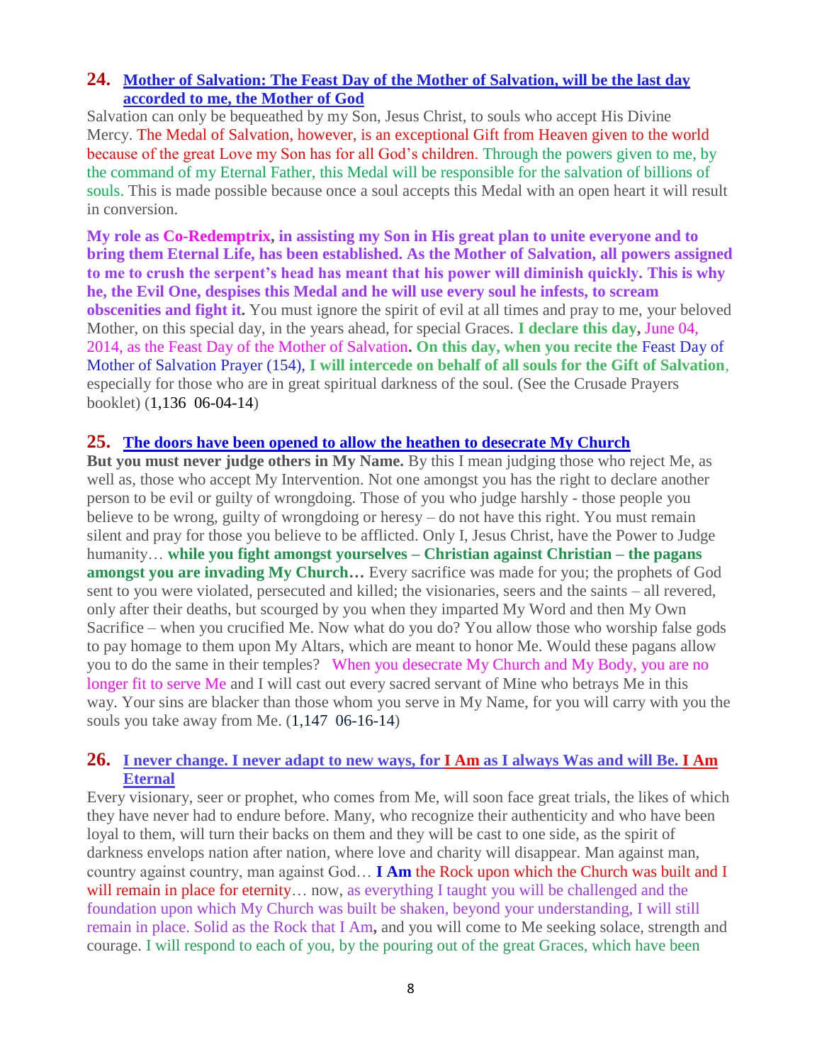## 24. Mother of Salvation: The Feast Day of the Mother of Salvation, will be the last day accorded to me, the Mother of God

Salvation can only be bequeathed by my Son, Jesus Christ, to souls who accept His Divine Mercy. The Medal of Salvation, however, is an exceptional Gift from Heaven given to the world because of the great Love my Son has for all God's children. Through the powers given to me, by the command of my Eternal Father, this Medal will be responsible for the salvation of billions of souls. This is made possible because once a soul accepts this Medal with an open heart it will result in conversion.

**My role as Co-Redemptrix, in assisting my Son in His great plan to unite everyone and to bring them Eternal Life, has been established. As the Mother of Salvation, all powers assigned to me to crush the serpent's head has meant that his power will diminish quickly. This is why he, the Evil One, despises this Medal and he will use every soul he infests, to scream obscenities and fight it.** You must ignore the spirit of evil at all times and pray to me, your beloved Mother, on this special day, in the years ahead, for special Graces. **I declare this day,** June 04, 2014, as the Feast Day of the Mother of Salvation**. On this day, when you recite the** Feast Day of Mother of Salvation Prayer (154), **I will intercede on behalf of all souls for the Gift of Salvation**, especially for those who are in great spiritual darkness of the soul. (See the Crusade Prayers booklet) (1,136 06-04-14)

## 25. The doors have been opened to allow the heathen to desecrate My Church

**But you must never judge others in My Name.** By this I mean judging those who reject Me, as well as, those who accept My Intervention. Not one amongst you has the right to declare another person to be evil or guilty of wrongdoing. Those of you who judge harshly - those people you believe to be wrong, guilty of wrongdoing or heresy – do not have this right. You must remain silent and pray for those you believe to be afflicted. Only I, Jesus Christ, have the Power to Judge humanity… **while you fight amongst yourselves – Christian against Christian – the pagans amongst you are invading My Church…** Every sacrifice was made for you; the prophets of God sent to you were violated, persecuted and killed; the visionaries, seers and the saints – all revered, only after their deaths, but scourged by you when they imparted My Word and then My Own Sacrifice – when you crucified Me. Now what do you do? You allow those who worship false gods to pay homage to them upon My Altars, which are meant to honor Me. Would these pagans allow you to do the same in their temples? When you desecrate My Church and My Body, you are no longer fit to serve Me and I will cast out every sacred servant of Mine who betrays Me in this way. Your sins are blacker than those whom you serve in My Name, for you will carry with you the souls you take away from Me. (1,147 06-16-14)

## 26. I never change. I never adapt to new ways, for I Am as I always Was and will Be. I Am Eternal

Every visionary, seer or prophet, who comes from Me, will soon face great trials, the likes of which they have never had to endure before. Many, who recognize their authenticity and who have been loyal to them, will turn their backs on them and they will be cast to one side, as the spirit of darkness envelops nation after nation, where love and charity will disappear. Man against man, country against country, man against God… **I Am** the Rock upon which the Church was built and I will remain in place for eternity… now, as everything I taught you will be challenged and the foundation upon which My Church was built be shaken, beyond your understanding, I will still remain in place. Solid as the Rock that I Am**,** and you will come to Me seeking solace, strength and courage. I will respond to each of you, by the pouring out of the great Graces, which have been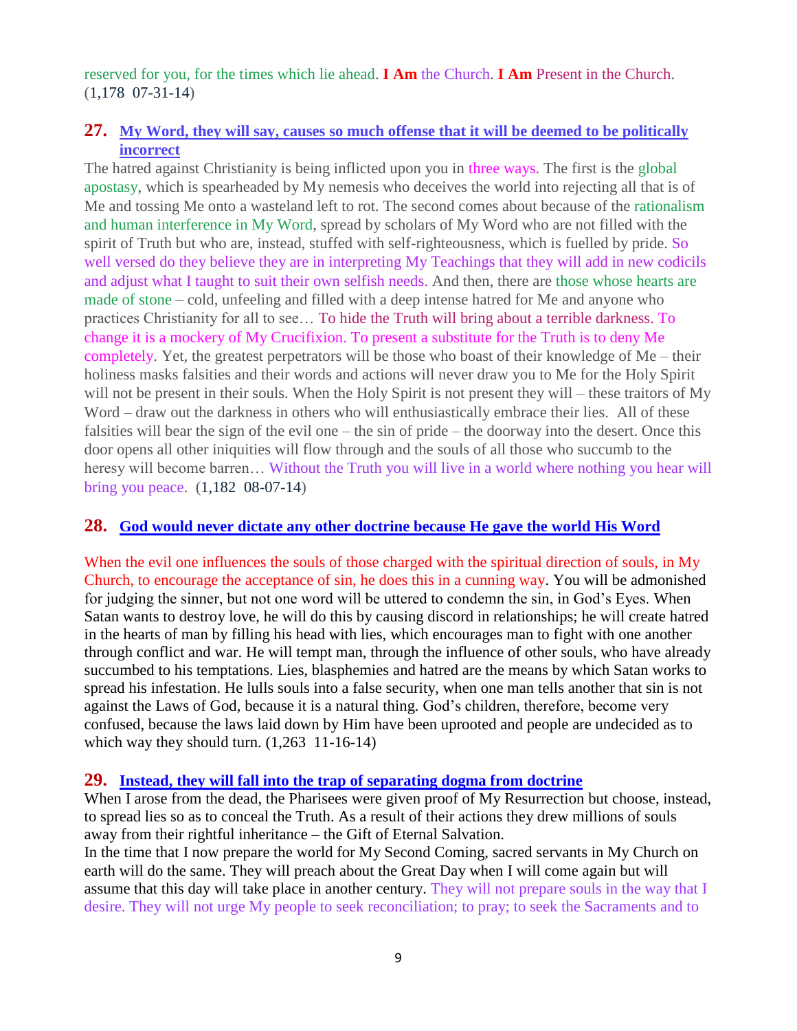reserved for you, for the times which lie ahead. **I Am** the Church. **I Am** Present in the Church. (1,178 07-31-14)

## 27. My Word, they will say, causes so much offense that it will be deemed to be politically incorrect

The hatred against Christianity is being inflicted upon you in three ways. The first is the global apostasy, which is spearheaded by My nemesis who deceives the world into rejecting all that is of Me and tossing Me onto a wasteland left to rot. The second comes about because of the rationalism and human interference in My Word, spread by scholars of My Word who are not filled with the spirit of Truth but who are, instead, stuffed with self-righteousness, which is fuelled by pride. So well versed do they believe they are in interpreting My Teachings that they will add in new codicils and adjust what I taught to suit their own selfish needs. And then, there are those whose hearts are made of stone – cold, unfeeling and filled with a deep intense hatred for Me and anyone who practices Christianity for all to see… To hide the Truth will bring about a terrible darkness. To change it is a mockery of My Crucifixion. To present a substitute for the Truth is to deny Me completely. Yet, the greatest perpetrators will be those who boast of their knowledge of Me – their holiness masks falsities and their words and actions will never draw you to Me for the Holy Spirit will not be present in their souls. When the Holy Spirit is not present they will – these traitors of My Word – draw out the darkness in others who will enthusiastically embrace their lies. All of these falsities will bear the sign of the evil one – the sin of pride – the doorway into the desert. Once this door opens all other iniquities will flow through and the souls of all those who succumb to the heresy will become barren… Without the Truth you will live in a world where nothing you hear will bring you peace. (1,182 08-07-14)

## 28. God would never dictate any other doctrine because He gave the world His Word

When the evil one influences the souls of those charged with the spiritual direction of souls, in My Church, to encourage the acceptance of sin, he does this in a cunning way. You will be admonished for judging the sinner, but not one word will be uttered to condemn the sin, in God's Eyes. When Satan wants to destroy love, he will do this by causing discord in relationships; he will create hatred in the hearts of man by filling his head with lies, which encourages man to fight with one another through conflict and war. He will tempt man, through the influence of other souls, who have already succumbed to his temptations. Lies, blasphemies and hatred are the means by which Satan works to spread his infestation. He lulls souls into a false security, when one man tells another that sin is not against the Laws of God, because it is a natural thing. God's children, therefore, become very confused, because the laws laid down by Him have been uprooted and people are undecided as to which way they should turn. (1,263 11-16-14)

## 29. Instead, they will fall into the trap of separating dogma from doctrine

When I arose from the dead, the Pharisees were given proof of My Resurrection but choose, instead, to spread lies so as to conceal the Truth. As a result of their actions they drew millions of souls away from their rightful inheritance – the Gift of Eternal Salvation.

In the time that I now prepare the world for My Second Coming, sacred servants in My Church on earth will do the same. They will preach about the Great Day when I will come again but will assume that this day will take place in another century. They will not prepare souls in the way that I desire. They will not urge My people to seek reconciliation; to pray; to seek the Sacraments and to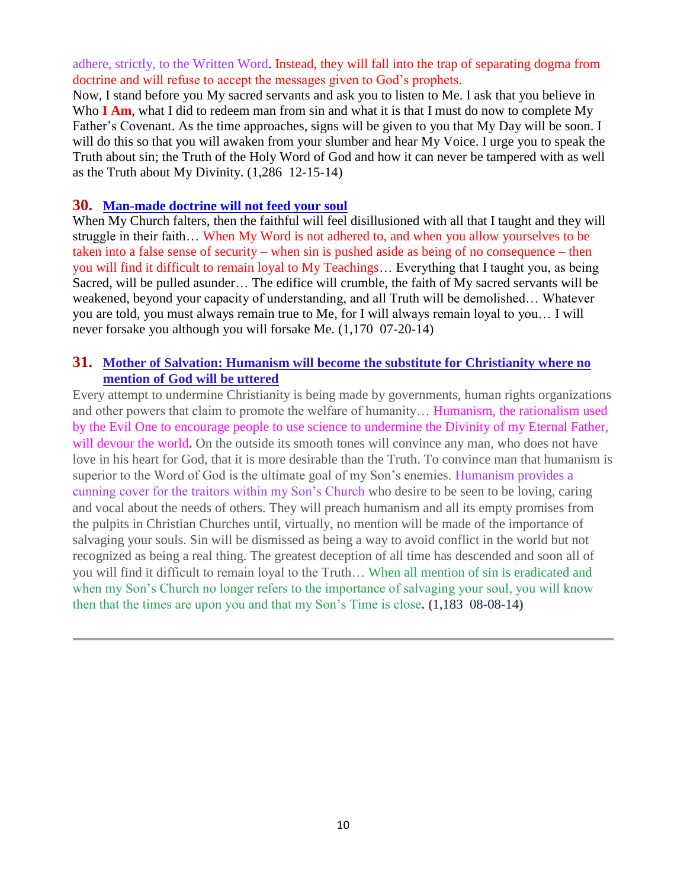adhere, strictly, to the Written Word. Instead, they will fall into the trap of separating dogma from doctrine and will refuse to accept the messages given to God's prophets.

Now, I stand before you My sacred servants and ask you to listen to Me. I ask that you believe in Who **I Am**, what I did to redeem man from sin and what it is that I must do now to complete My Father's Covenant. As the time approaches, signs will be given to you that My Day will be soon. I will do this so that you will awaken from your slumber and hear My Voice. I urge you to speak the Truth about sin; the Truth of the Holy Word of God and how it can never be tampered with as well as the Truth about My Divinity. (1,286 12-15-14)

## 30. Man-made doctrine will not feed your soul

When My Church falters, then the faithful will feel disillusioned with all that I taught and they will struggle in their faith… When My Word is not adhered to, and when you allow yourselves to be taken into a false sense of security – when sin is pushed aside as being of no consequence – then you will find it difficult to remain loyal to My Teachings… Everything that I taught you, as being Sacred, will be pulled asunder… The edifice will crumble, the faith of My sacred servants will be weakened, beyond your capacity of understanding, and all Truth will be demolished… Whatever you are told, you must always remain true to Me, for I will always remain loyal to you… I will never forsake you although you will forsake Me. (1,170 07-20-14)

## 31. Mother of Salvation: Humanism will become the substitute for Christianity where no mention of God will be uttered

Every attempt to undermine Christianity is being made by governments, human rights organizations and other powers that claim to promote the welfare of humanity… Humanism, the rationalism used by the Evil One to encourage people to use science to undermine the Divinity of my Eternal Father, will devour the world**.** On the outside its smooth tones will convince any man, who does not have love in his heart for God, that it is more desirable than the Truth. To convince man that humanism is superior to the Word of God is the ultimate goal of my Son's enemies. Humanism provides a cunning cover for the traitors within my Son's Church who desire to be seen to be loving, caring and vocal about the needs of others. They will preach humanism and all its empty promises from the pulpits in Christian Churches until, virtually, no mention will be made of the importance of salvaging your souls. Sin will be dismissed as being a way to avoid conflict in the world but not recognized as being a real thing. The greatest deception of all time has descended and soon all of you will find it difficult to remain loyal to the Truth… When all mention of sin is eradicated and when my Son's Church no longer refers to the importance of salvaging your soul, you will know then that the times are upon you and that my Son's Time is close**.** (1,183 08-08-14)

---